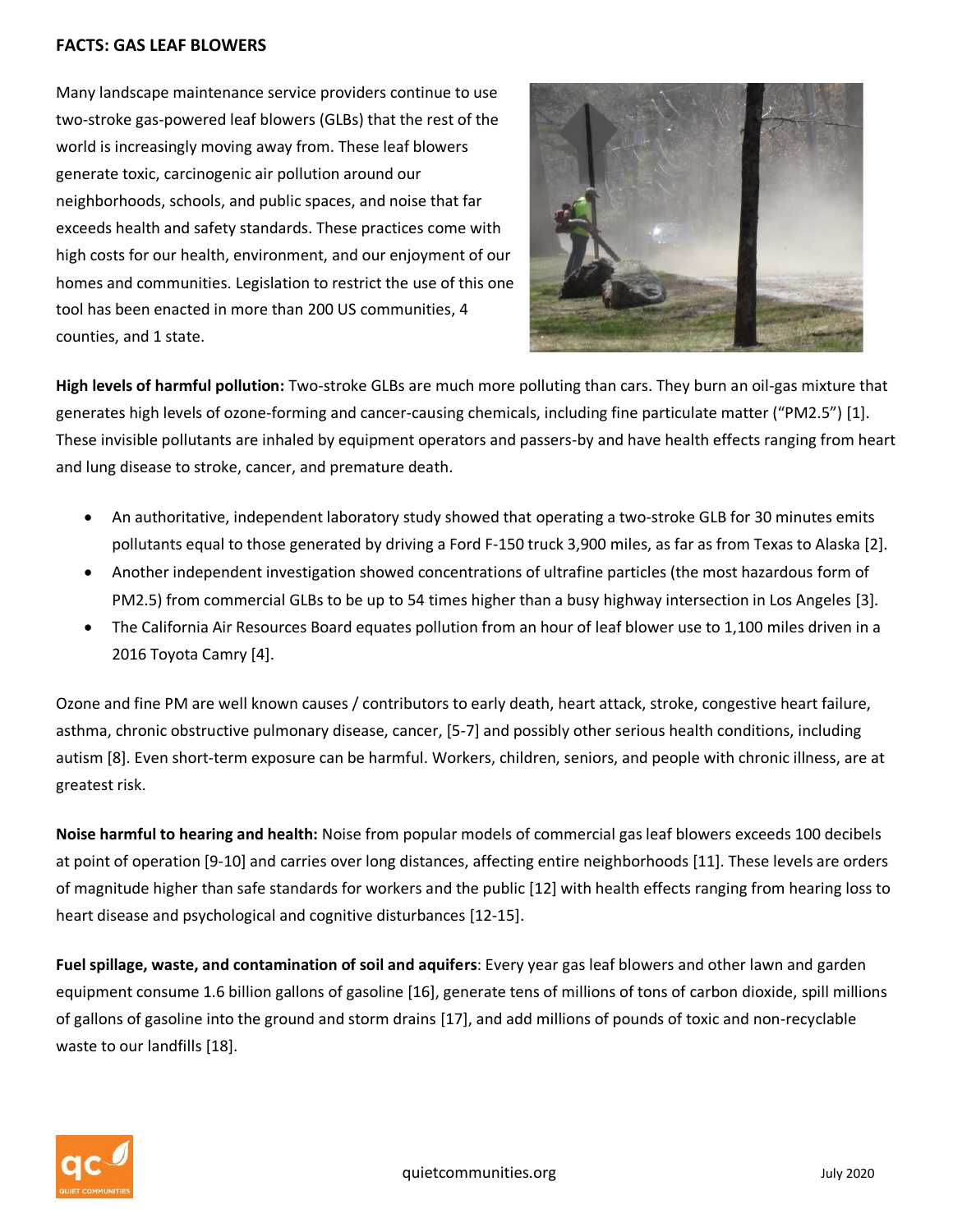**FACTS: GAS LEAF BLOWERS**

Many landscape maintenance service providers continue to use two-stroke gas-powered leaf blowers (GLBs) that the rest of the world is increasingly moving away from. These leaf blowers generate toxic, carcinogenic air pollution around our neighborhoods, schools, and public spaces, and noise that far exceeds health and safety standards. These practices come with high costs for our health, environment, and our enjoyment of our homes and communities. Legislation to restrict the use of this one tool has been enacted in more than 200 US communities, 4 counties, and 1 state.

**High levels of harmful pollution:** Two-stroke GLBs are much more polluting than cars. They burn an oil-gas mixture that generates high levels of ozone-forming and cancer-causing chemicals, including fine particulate matter ("PM2.5") [1]. These invisible pollutants are inhaled by equipment operators and passers-by and have health effects ranging from heart and lung disease to stroke, cancer, and premature death.

- An authoritative, independent laboratory study showed that operating a two-stroke GLB for 30 minutes emits pollutants equal to those generated by driving a Ford F-150 truck 3,900 miles, as far as from Texas to Alaska [2].
- Another independent investigation showed concentrations of ultrafine particles (the most hazardous form of PM2.5) from commercial GLBs to be up to 54 times higher than a busy highway intersection in Los Angeles [3].
- The California Air Resources Board equates pollution from an hour of leaf blower use to 1,100 miles driven in a 2016 Toyota Camry [4].

Ozone and fine PM are well known causes / contributors to early death, heart attack, stroke, congestive heart failure, asthma, chronic obstructive pulmonary disease, cancer, [5-7] and possibly other serious health conditions, including autism [8]. Even short-term exposure can be harmful. Workers, children, seniors, and people with chronic illness, are at greatest risk.

**Noise harmful to hearing and health:** Noise from popular models of commercial gas leaf blowers exceeds 100 decibels at point of operation [9-10] and carries over long distances, affecting entire neighborhoods [11]. These levels are orders of magnitude higher than safe standards for workers and the public [12] with health effects ranging from hearing loss to heart disease and psychological and cognitive disturbances [12-15].

**Fuel spillage, waste, and contamination of soil and aquifers**: Every year gas leaf blowers and other lawn and garden equipment consume 1.6 billion gallons of gasoline [16], generate tens of millions of tons of carbon dioxide, spill millions of gallons of gasoline into the ground and storm drains [17], and add millions of pounds of toxic and non-recyclable waste to our landfills [18].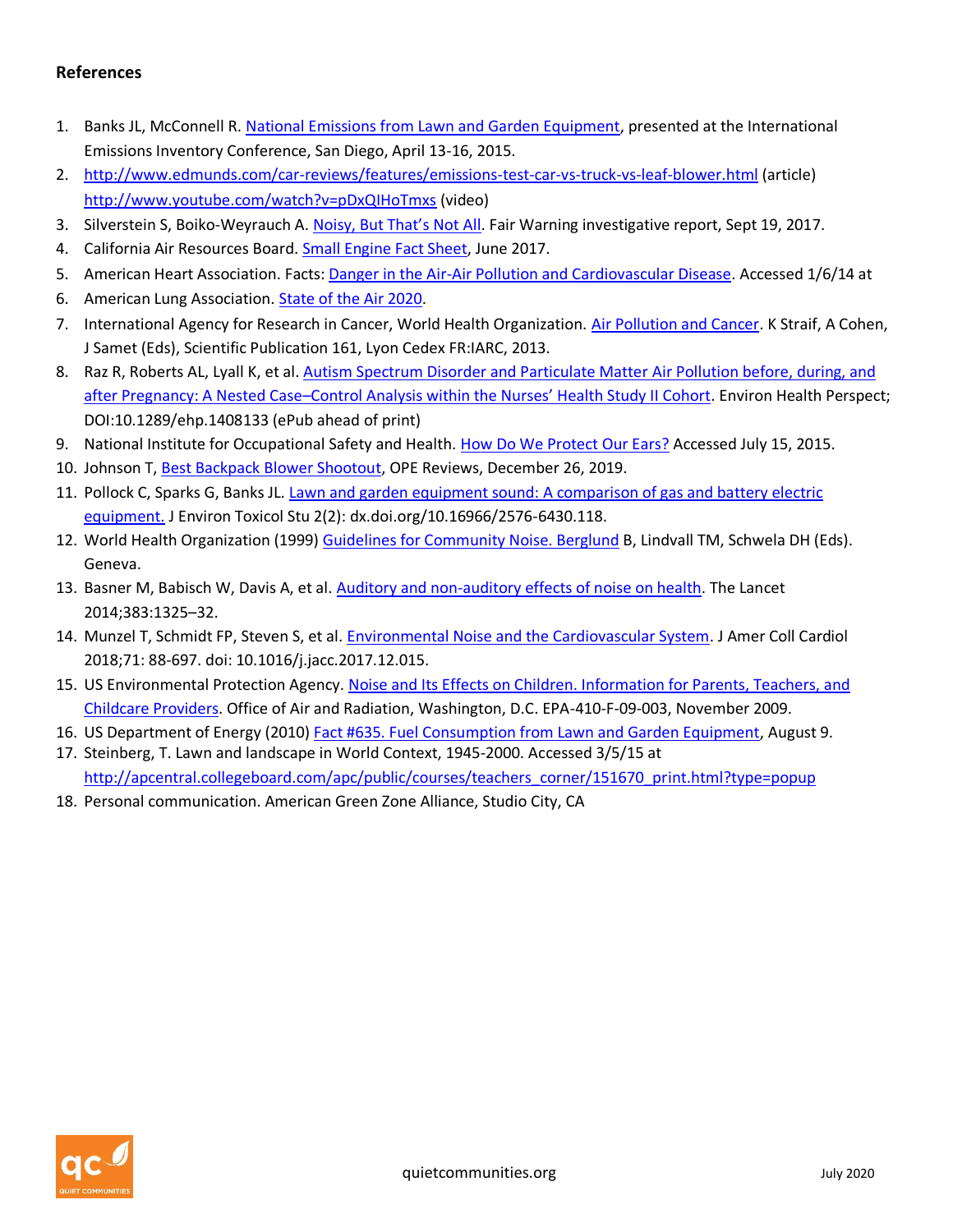**References**

1. Banks JL, McConnell R. National Emissions from Lawn and Garden Equipment, presented at the International Emissions Inventory Conference, San Diego, April 13-16, 2015.
2. http://www.edmunds.com/car-reviews/features/emissions-test-car-vs-truck-vs-leaf-blower.html (article) http://www.youtube.com/watch?v=pDxQIHoTmxs (video)
3. Silverstein S, Boiko-Weyrauch A. Noisy, But That's Not All. Fair Warning investigative report, Sept 19, 2017.
4. California Air Resources Board. Small Engine Fact Sheet, June 2017.
5. American Heart Association. Facts: Danger in the Air-Air Pollution and Cardiovascular Disease. Accessed 1/6/14 at
6. American Lung Association. State of the Air 2020.
7. International Agency for Research in Cancer, World Health Organization. Air Pollution and Cancer. K Straif, A Cohen, J Samet (Eds), Scientific Publication 161, Lyon Cedex FR:IARC, 2013.
8. Raz R, Roberts AL, Lyall K, et al. Autism Spectrum Disorder and Particulate Matter Air Pollution before, during, and after Pregnancy: A Nested Case–Control Analysis within the Nurses' Health Study II Cohort. Environ Health Perspect; DOI:10.1289/ehp.1408133 (ePub ahead of print)
9. National Institute for Occupational Safety and Health. How Do We Protect Our Ears? Accessed July 15, 2015.
10. Johnson T, Best Backpack Blower Shootout, OPE Reviews, December 26, 2019.
11. Pollock C, Sparks G, Banks JL. Lawn and garden equipment sound: A comparison of gas and battery electric equipment. J Environ Toxicol Stu 2(2): dx.doi.org/10.16966/2576-6430.118.
12. World Health Organization (1999) Guidelines for Community Noise. Berglund B, Lindvall TM, Schwela DH (Eds). Geneva.
13. Basner M, Babisch W, Davis A, et al. Auditory and non-auditory effects of noise on health. The Lancet 2014;383:1325–32.
14. Munzel T, Schmidt FP, Steven S, et al. Environmental Noise and the Cardiovascular System. J Amer Coll Cardiol 2018;71: 88-697. doi: 10.1016/j.jacc.2017.12.015.
15. US Environmental Protection Agency. Noise and Its Effects on Children. Information for Parents, Teachers, and Childcare Providers. Office of Air and Radiation, Washington, D.C. EPA-410-F-09-003, November 2009.
16. US Department of Energy (2010) Fact #635. Fuel Consumption from Lawn and Garden Equipment, August 9.
17. Steinberg, T. Lawn and landscape in World Context, 1945-2000. Accessed 3/5/15 at http://apcentral.collegeboard.com/apc/public/courses/teachers_corner/151670_print.html?type=popup
18. Personal communication. American Green Zone Alliance, Studio City, CA